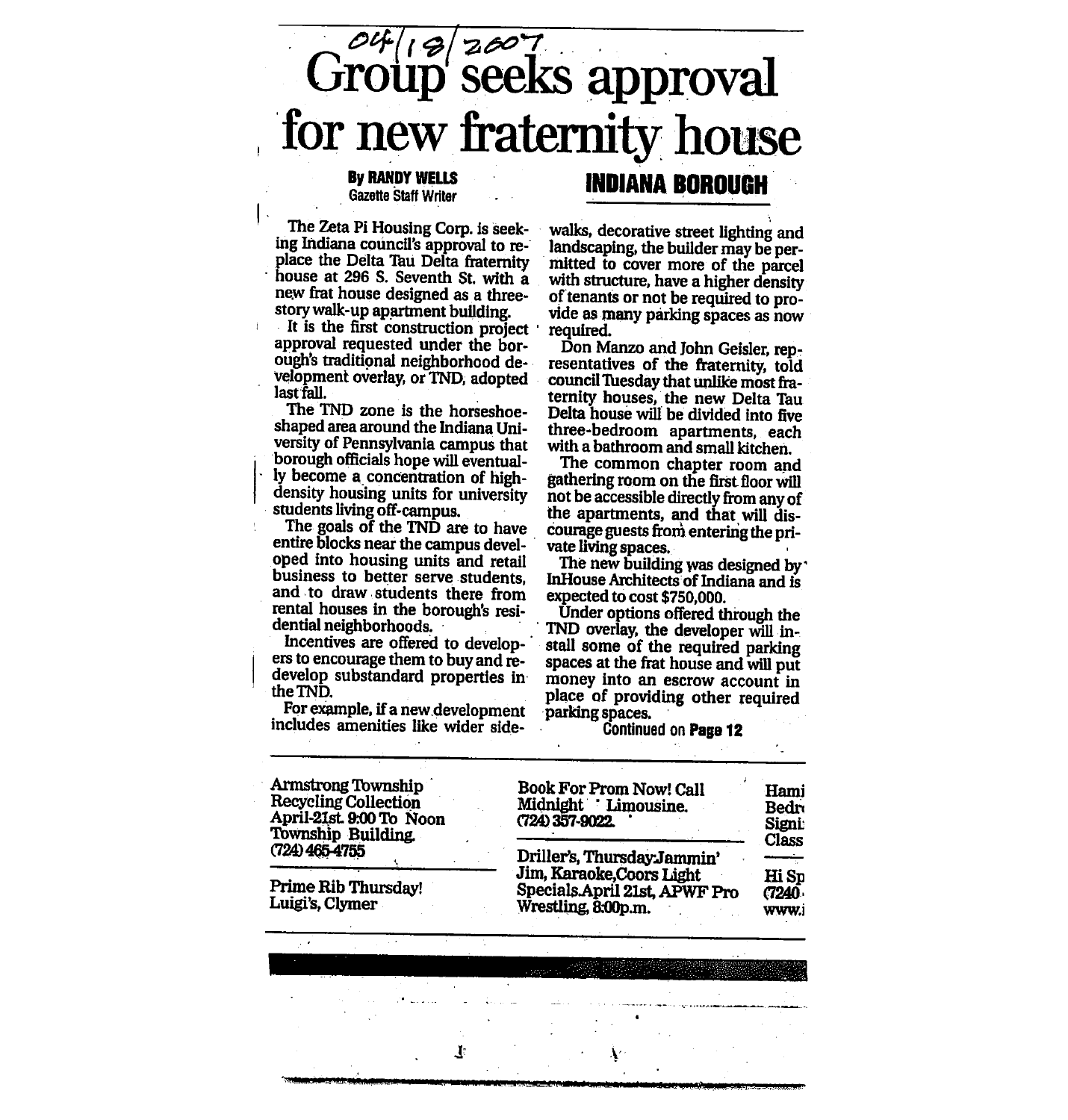04/18/2007

# Group seeks approval for new fraternity house

**By RANDY WELLS**
Gazette Staff Writer

**INDIANA BOROUGH**

The Zeta Pi Housing Corp. is seeking Indiana council's approval to replace the Delta Tau Delta fraternity house at 296 S. Seventh St. with a new frat house designed as a three-story walk-up apartment building.

It is the first construction project approval requested under the borough's traditional neighborhood development overlay, or TND, adopted last fall.

The TND zone is the horseshoe-shaped area around the Indiana University of Pennsylvania campus that borough officials hope will eventually become a concentration of high-density housing units for university students living off-campus.

The goals of the TND are to have entire blocks near the campus developed into housing units and retail business to better serve students, and to draw students there from rental houses in the borough's residential neighborhoods.

Incentives are offered to developers to encourage them to buy and redevelop substandard properties in the TND.

For example, if a new development includes amenities like wider sidewalks, decorative street lighting and landscaping, the builder may be permitted to cover more of the parcel with structure, have a higher density of tenants or not be required to provide as many parking spaces as now required.

Don Manzo and John Geisler, representatives of the fraternity, told council Tuesday that unlike most fraternity houses, the new Delta Tau Delta house will be divided into five three-bedroom apartments, each with a bathroom and small kitchen.

The common chapter room and gathering room on the first floor will not be accessible directly from any of the apartments, and that will discourage guests from entering the private living spaces.

The new building was designed by InHouse Architects of Indiana and is expected to cost $750,000.

Under options offered through the TND overlay, the developer will install some of the required parking spaces at the frat house and will put money into an escrow account in place of providing other required parking spaces.

Continued on **Page 12**

---

Armstrong Township Recycling Collection April-21st. 9:00 To Noon Township Building. (724) 465-4755

Prime Rib Thursday! Luigi's, Clymer

Book For Prom Now! Call Midnight Limousine. (724) 357-9022.

Driller's, Thursday:Jammin' Jim, Karaoke,Coors Light Specials.April 21st, APWF Pro Wrestling, 8:00p.m.

Hami
Bedr
Signi
Class

Hi Sp
(7240
www.i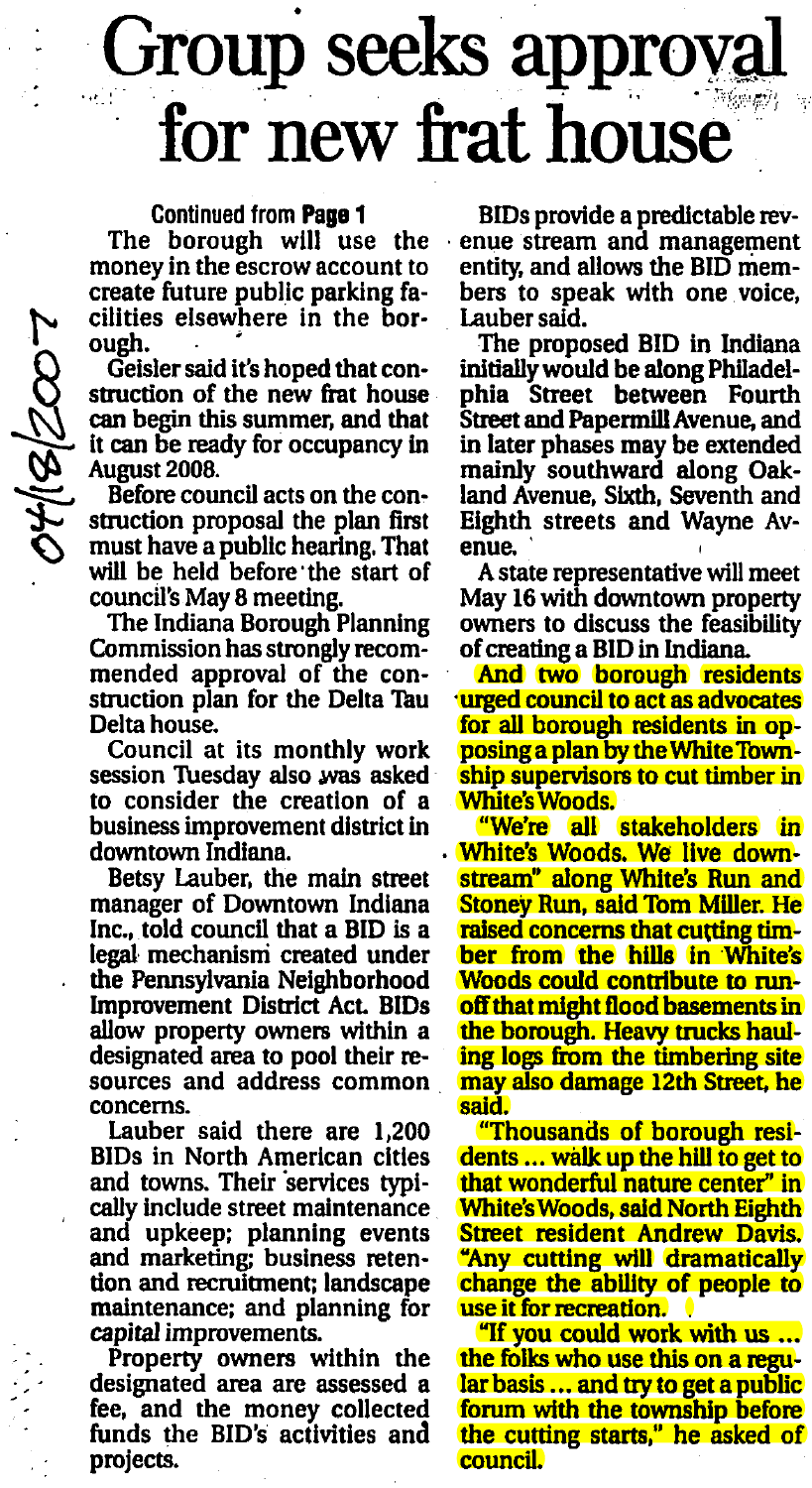# Group seeks approval for new frat house

**Continued from Page 1**

The borough will use the money in the escrow account to create future public parking facilities elsewhere in the borough.

Geisler said it's hoped that construction of the new frat house can begin this summer, and that it can be ready for occupancy in August 2008.

Before council acts on the construction proposal the plan first must have a public hearing. That will be held before the start of council's May 8 meeting.

The Indiana Borough Planning Commission has strongly recommended approval of the construction plan for the Delta Tau Delta house.

Council at its monthly work session Tuesday also was asked to consider the creation of a business improvement district in downtown Indiana.

Betsy Lauber, the main street manager of Downtown Indiana Inc., told council that a BID is a legal mechanism created under the Pennsylvania Neighborhood Improvement District Act. BIDs allow property owners within a designated area to pool their resources and address common concerns.

Lauber said there are 1,200 BIDs in North American cities and towns. Their services typically include street maintenance and upkeep; planning events and marketing; business retention and recruitment; landscape maintenance; and planning for capital improvements.

Property owners within the designated area are assessed a fee, and the money collected funds the BID's activities and projects.

BIDs provide a predictable revenue stream and management entity, and allows the BID members to speak with one voice, Lauber said.

The proposed BID in Indiana initially would be along Philadelphia Street between Fourth Street and Papermill Avenue, and in later phases may be extended mainly southward along Oakland Avenue, Sixth, Seventh and Eighth streets and Wayne Avenue.

A state representative will meet May 16 with downtown property owners to discuss the feasibility of creating a BID in Indiana.

And two borough residents urged council to act as advocates for all borough residents in opposing a plan by the White Township supervisors to cut timber in White's Woods.

"We're all stakeholders in White's Woods. We live downstream" along White's Run and Stoney Run, said Tom Miller. He raised concerns that cutting timber from the hills in White's Woods could contribute to runoff that might flood basements in the borough. Heavy trucks hauling logs from the timbering site may also damage 12th Street, he said.

"Thousands of borough residents ... walk up the hill to get to that wonderful nature center" in White's Woods, said North Eighth Street resident Andrew Davis. "Any cutting will dramatically change the ability of people to use it for recreation.

"If you could work with us ... the folks who use this on a regular basis ... and try to get a public forum with the township before the cutting starts," he asked of council.